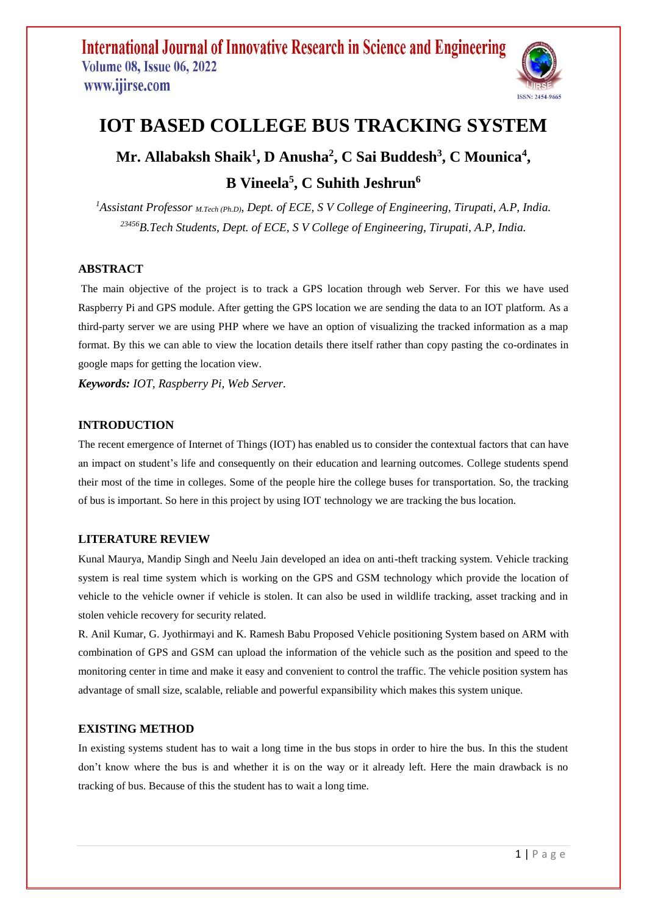# IOT BASED COLLEGE BUS TRACKING SYSTEM

**Mr. Allabaksh Shaik[1], D Anusha[2], C Sai Buddesh[3], C Mounica[4], B Vineela[5], C Suhith Jeshrun[6]**

*[1]Assistant Professor M.Tech (Ph.D), Dept. of ECE, S V College of Engineering, Tirupati, A.P, India.*
*[23456]B.Tech Students, Dept. of ECE, S V College of Engineering, Tirupati, A.P, India.*

## ABSTRACT

The main objective of the project is to track a GPS location through web Server. For this we have used Raspberry Pi and GPS module. After getting the GPS location we are sending the data to an IOT platform. As a third-party server we are using PHP where we have an option of visualizing the tracked information as a map format. By this we can able to view the location details there itself rather than copy pasting the co-ordinates in google maps for getting the location view.

***Keywords:*** *IOT, Raspberry Pi, Web Server.*

## INTRODUCTION

The recent emergence of Internet of Things (IOT) has enabled us to consider the contextual factors that can have an impact on student's life and consequently on their education and learning outcomes. College students spend their most of the time in colleges. Some of the people hire the college buses for transportation. So, the tracking of bus is important. So here in this project by using IOT technology we are tracking the bus location.

## LITERATURE REVIEW

Kunal Maurya, Mandip Singh and Neelu Jain developed an idea on anti-theft tracking system. Vehicle tracking system is real time system which is working on the GPS and GSM technology which provide the location of vehicle to the vehicle owner if vehicle is stolen. It can also be used in wildlife tracking, asset tracking and in stolen vehicle recovery for security related.

R. Anil Kumar, G. Jyothirmayi and K. Ramesh Babu Proposed Vehicle positioning System based on ARM with combination of GPS and GSM can upload the information of the vehicle such as the position and speed to the monitoring center in time and make it easy and convenient to control the traffic. The vehicle position system has advantage of small size, scalable, reliable and powerful expansibility which makes this system unique.

## EXISTING METHOD

In existing systems student has to wait a long time in the bus stops in order to hire the bus. In this the student don't know where the bus is and whether it is on the way or it already left. Here the main drawback is no tracking of bus. Because of this the student has to wait a long time.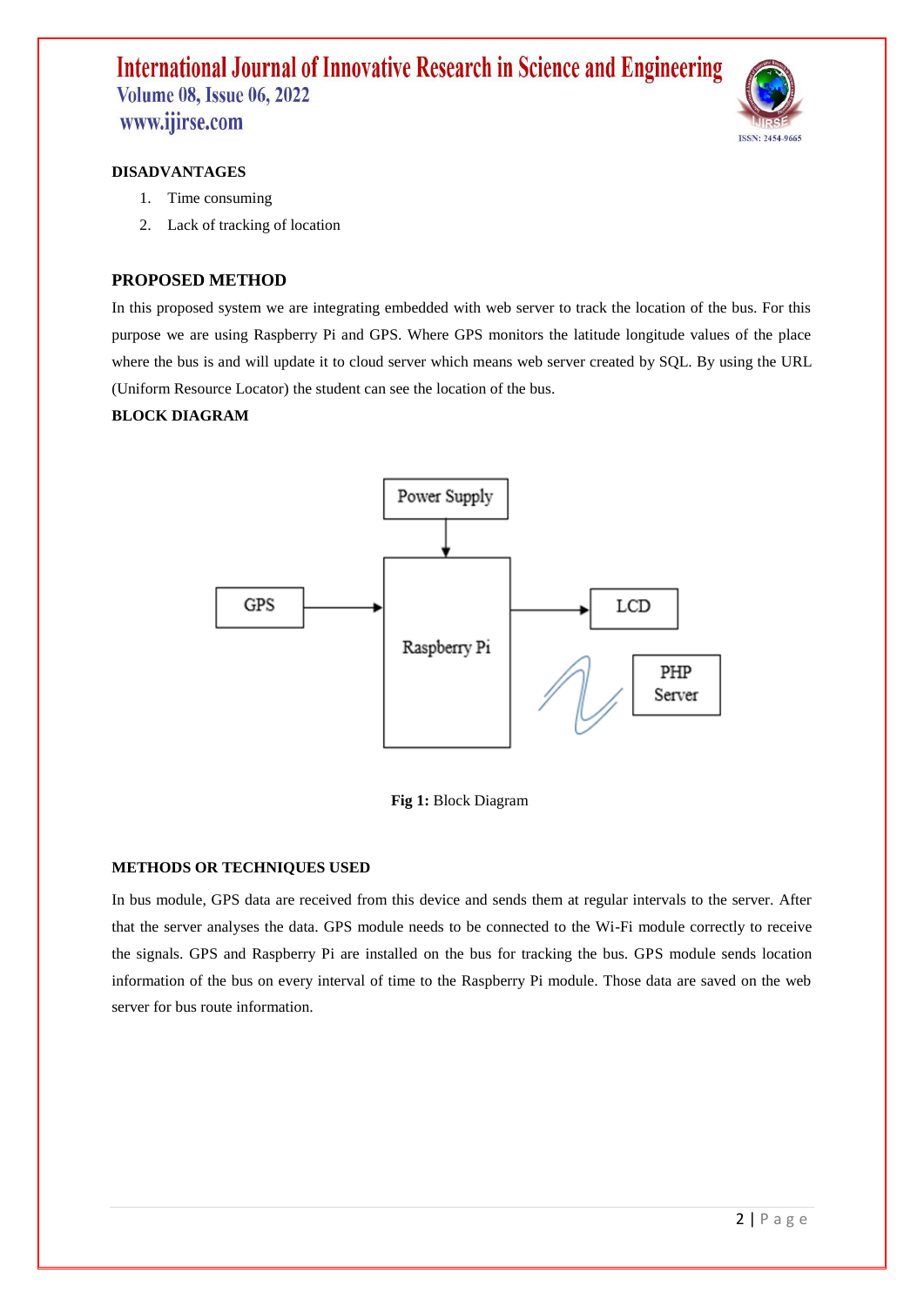### DISADVANTAGES

1. Time consuming
2. Lack of tracking of location

### PROPOSED METHOD

In this proposed system we are integrating embedded with web server to track the location of the bus. For this purpose we are using Raspberry Pi and GPS. Where GPS monitors the latitude longitude values of the place where the bus is and will update it to cloud server which means web server created by SQL. By using the URL (Uniform Resource Locator) the student can see the location of the bus.

### BLOCK DIAGRAM

**Fig 1:** Block Diagram

### METHODS OR TECHNIQUES USED

In bus module, GPS data are received from this device and sends them at regular intervals to the server. After that the server analyses the data. GPS module needs to be connected to the Wi-Fi module correctly to receive the signals. GPS and Raspberry Pi are installed on the bus for tracking the bus. GPS module sends location information of the bus on every interval of time to the Raspberry Pi module. Those data are saved on the web server for bus route information.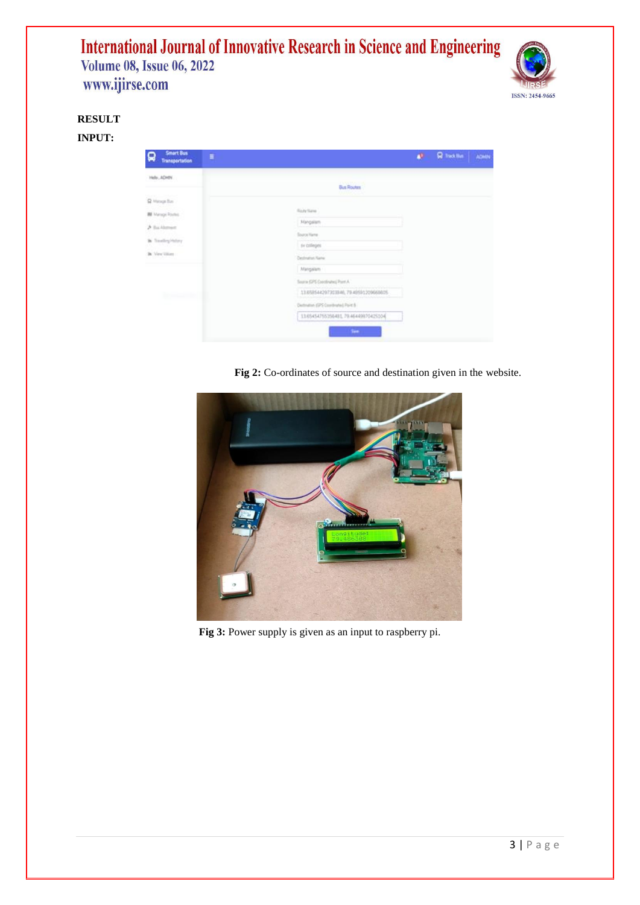**RESULT**

**INPUT:**

**Fig 2:** Co-ordinates of source and destination given in the website.

**Fig 3:** Power supply is given as an input to raspberry pi.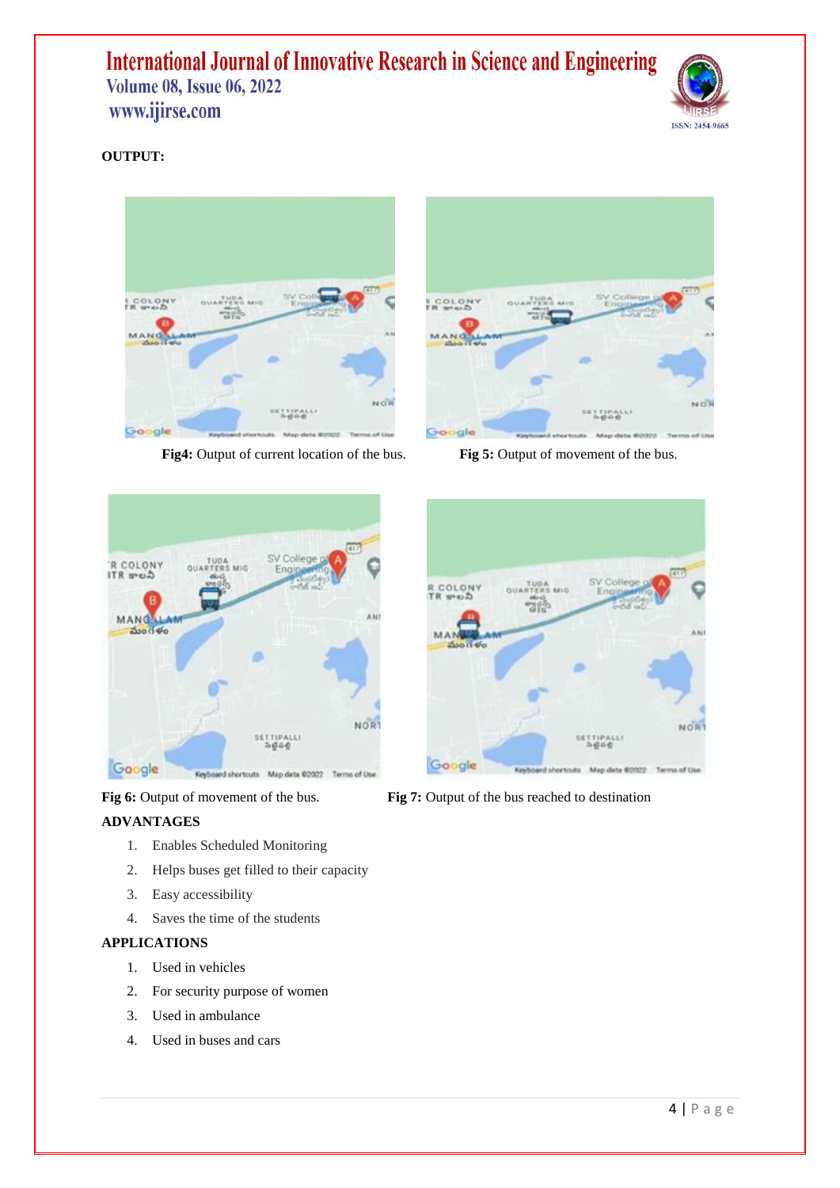**OUTPUT:**

**Fig4:** Output of current location of the bus.

**Fig 5:** Output of movement of the bus.

**Fig 6:** Output of movement of the bus.

**Fig 7:** Output of the bus reached to destination

**ADVANTAGES**

1. Enables Scheduled Monitoring
2. Helps buses get filled to their capacity
3. Easy accessibility
4. Saves the time of the students

**APPLICATIONS**

1. Used in vehicles
2. For security purpose of women
3. Used in ambulance
4. Used in buses and cars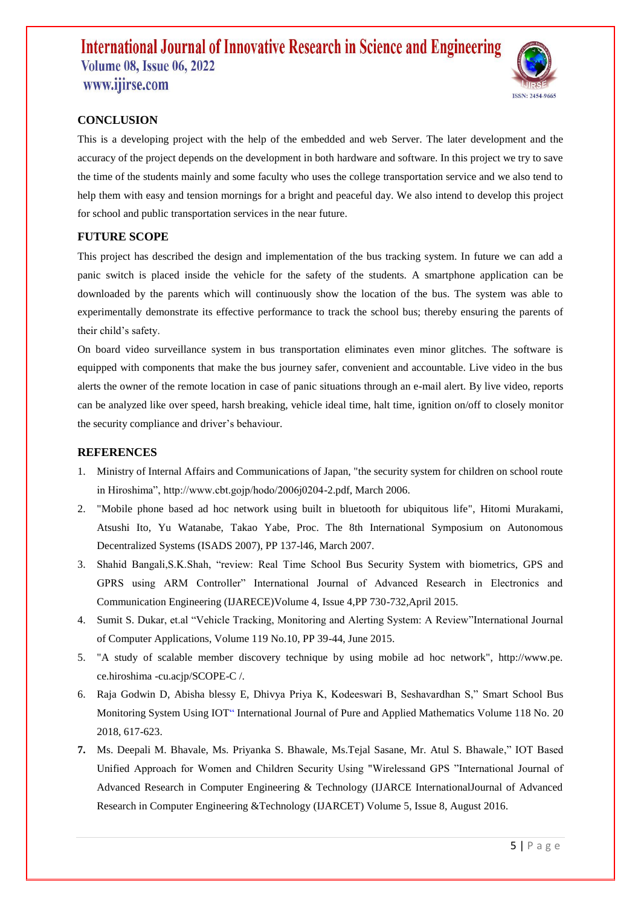## CONCLUSION

This is a developing project with the help of the embedded and web Server. The later development and the accuracy of the project depends on the development in both hardware and software. In this project we try to save the time of the students mainly and some faculty who uses the college transportation service and we also tend to help them with easy and tension mornings for a bright and peaceful day. We also intend to develop this project for school and public transportation services in the near future.

## FUTURE SCOPE

This project has described the design and implementation of the bus tracking system. In future we can add a panic switch is placed inside the vehicle for the safety of the students. A smartphone application can be downloaded by the parents which will continuously show the location of the bus. The system was able to experimentally demonstrate its effective performance to track the school bus; thereby ensuring the parents of their child's safety.

On board video surveillance system in bus transportation eliminates even minor glitches. The software is equipped with components that make the bus journey safer, convenient and accountable. Live video in the bus alerts the owner of the remote location in case of panic situations through an e-mail alert. By live video, reports can be analyzed like over speed, harsh breaking, vehicle ideal time, halt time, ignition on/off to closely monitor the security compliance and driver's behaviour.

## REFERENCES

1. Ministry of Internal Affairs and Communications of Japan, "the security system for children on school route in Hiroshima", http://www.cbt.gojp/hodo/2006j0204-2.pdf, March 2006.
2. "Mobile phone based ad hoc network using built in bluetooth for ubiquitous life", Hitomi Murakami, Atsushi Ito, Yu Watanabe, Takao Yabe, Proc. The 8th International Symposium on Autonomous Decentralized Systems (ISADS 2007), PP 137-l46, March 2007.
3. Shahid Bangali,S.K.Shah, "review: Real Time School Bus Security System with biometrics, GPS and GPRS using ARM Controller" International Journal of Advanced Research in Electronics and Communication Engineering (IJARECE)Volume 4, Issue 4,PP 730-732,April 2015.
4. Sumit S. Dukar, et.al "Vehicle Tracking, Monitoring and Alerting System: A Review"International Journal of Computer Applications, Volume 119 No.10, PP 39-44, June 2015.
5. "A study of scalable member discovery technique by using mobile ad hoc network", http://www.pe. ce.hiroshima -cu.acjp/SCOPE-C /.
6. Raja Godwin D, Abisha blessy E, Dhivya Priya K, Kodeeswari B, Seshavardhan S," Smart School Bus Monitoring System Using IOT" International Journal of Pure and Applied Mathematics Volume 118 No. 20 2018, 617-623.
7. Ms. Deepali M. Bhavale, Ms. Priyanka S. Bhawale, Ms.Tejal Sasane, Mr. Atul S. Bhawale," IOT Based Unified Approach for Women and Children Security Using "Wirelessand GPS "International Journal of Advanced Research in Computer Engineering & Technology (IJARCE InternationalJournal of Advanced Research in Computer Engineering &Technology (IJARCET) Volume 5, Issue 8, August 2016.